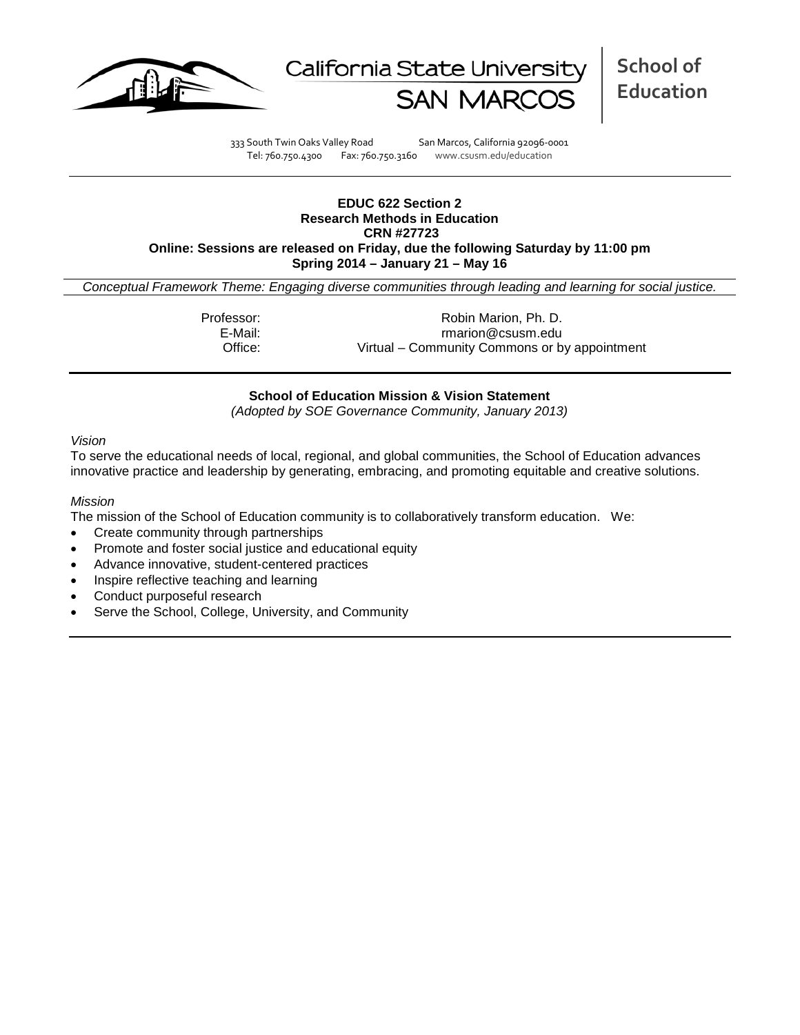California State University SAN MARCOS

**School of Education**

333 South Twin Oaks Valley Road San Marcos, California 92096-0001
Tel: 760.750.4300 Fax: 760.750.3160 www.csusm.edu/education

---

**EDUC 622 Section 2**
**Research Methods in Education**
**CRN #27723**
**Online: Sessions are released on Friday, due the following Saturday by 11:00 pm**
**Spring 2014 – January 21 – May 16**

*Conceptual Framework Theme: Engaging diverse communities through leading and learning for social justice.*

Professor: Robin Marion, Ph. D.
E-Mail: rmarion@csusm.edu
Office: Virtual – Community Commons or by appointment

---

**School of Education Mission & Vision Statement**
*(Adopted by SOE Governance Community, January 2013)*

*Vision*

To serve the educational needs of local, regional, and global communities, the School of Education advances innovative practice and leadership by generating, embracing, and promoting equitable and creative solutions.

*Mission*

The mission of the School of Education community is to collaboratively transform education. We:

- Create community through partnerships
- Promote and foster social justice and educational equity
- Advance innovative, student-centered practices
- Inspire reflective teaching and learning
- Conduct purposeful research
- Serve the School, College, University, and Community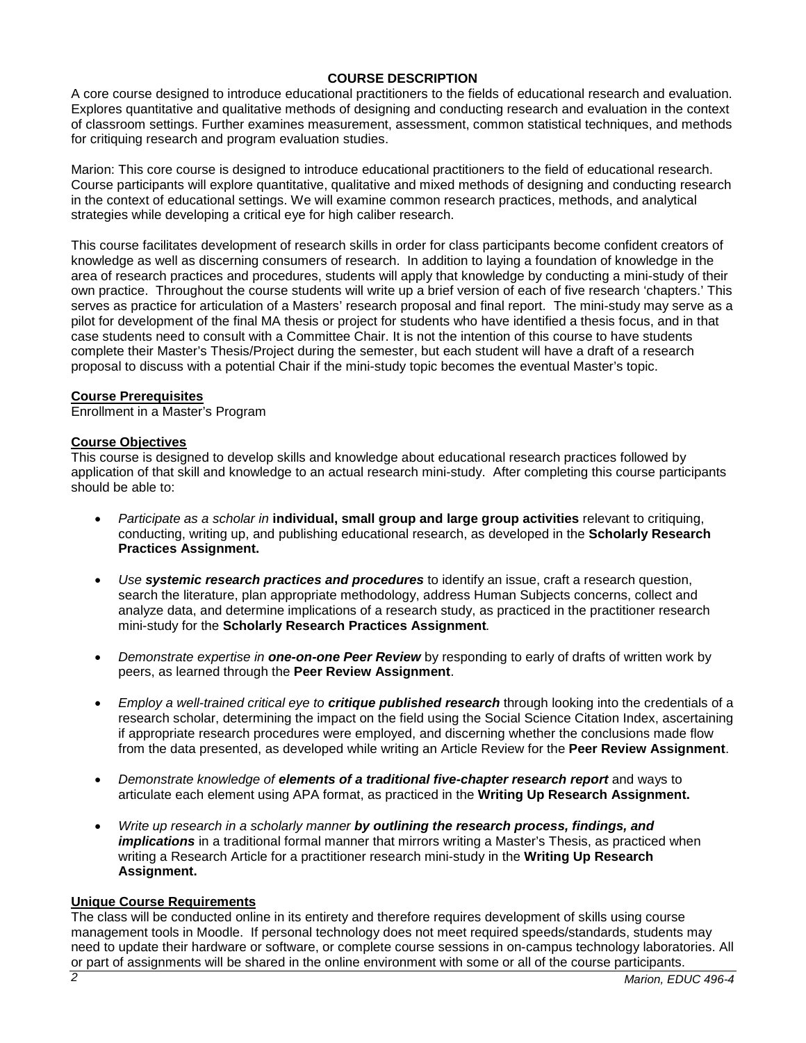## COURSE DESCRIPTION

A core course designed to introduce educational practitioners to the fields of educational research and evaluation. Explores quantitative and qualitative methods of designing and conducting research and evaluation in the context of classroom settings. Further examines measurement, assessment, common statistical techniques, and methods for critiquing research and program evaluation studies.

Marion: This core course is designed to introduce educational practitioners to the field of educational research. Course participants will explore quantitative, qualitative and mixed methods of designing and conducting research in the context of educational settings. We will examine common research practices, methods, and analytical strategies while developing a critical eye for high caliber research.

This course facilitates development of research skills in order for class participants become confident creators of knowledge as well as discerning consumers of research. In addition to laying a foundation of knowledge in the area of research practices and procedures, students will apply that knowledge by conducting a mini-study of their own practice. Throughout the course students will write up a brief version of each of five research 'chapters.' This serves as practice for articulation of a Masters' research proposal and final report. The mini-study may serve as a pilot for development of the final MA thesis or project for students who have identified a thesis focus, and in that case students need to consult with a Committee Chair. It is not the intention of this course to have students complete their Master's Thesis/Project during the semester, but each student will have a draft of a research proposal to discuss with a potential Chair if the mini-study topic becomes the eventual Master's topic.

### Course Prerequisites

Enrollment in a Master's Program

### Course Objectives

This course is designed to develop skills and knowledge about educational research practices followed by application of that skill and knowledge to an actual research mini-study. After completing this course participants should be able to:

- *Participate as a scholar in* **individual, small group and large group activities** relevant to critiquing, conducting, writing up, and publishing educational research, as developed in the **Scholarly Research Practices Assignment.**
- *Use* ***systemic research practices and procedures*** to identify an issue, craft a research question, search the literature, plan appropriate methodology, address Human Subjects concerns, collect and analyze data, and determine implications of a research study, as practiced in the practitioner research mini-study for the **Scholarly Research Practices Assignment***.*
- *Demonstrate expertise in* ***one-on-one Peer Review*** by responding to early of drafts of written work by peers, as learned through the **Peer Review Assignment**.
- *Employ a well-trained critical eye to* ***critique published research*** through looking into the credentials of a research scholar, determining the impact on the field using the Social Science Citation Index, ascertaining if appropriate research procedures were employed, and discerning whether the conclusions made flow from the data presented, as developed while writing an Article Review for the **Peer Review Assignment**.
- *Demonstrate knowledge of* ***elements of a traditional five-chapter research report*** and ways to articulate each element using APA format, as practiced in the **Writing Up Research Assignment.**
- *Write up research in a scholarly manner* ***by outlining the research process, findings, and implications*** in a traditional formal manner that mirrors writing a Master's Thesis, as practiced when writing a Research Article for a practitioner research mini-study in the **Writing Up Research Assignment.**

### Unique Course Requirements

The class will be conducted online in its entirety and therefore requires development of skills using course management tools in Moodle. If personal technology does not meet required speeds/standards, students may need to update their hardware or software, or complete course sessions in on-campus technology laboratories. All or part of assignments will be shared in the online environment with some or all of the course participants.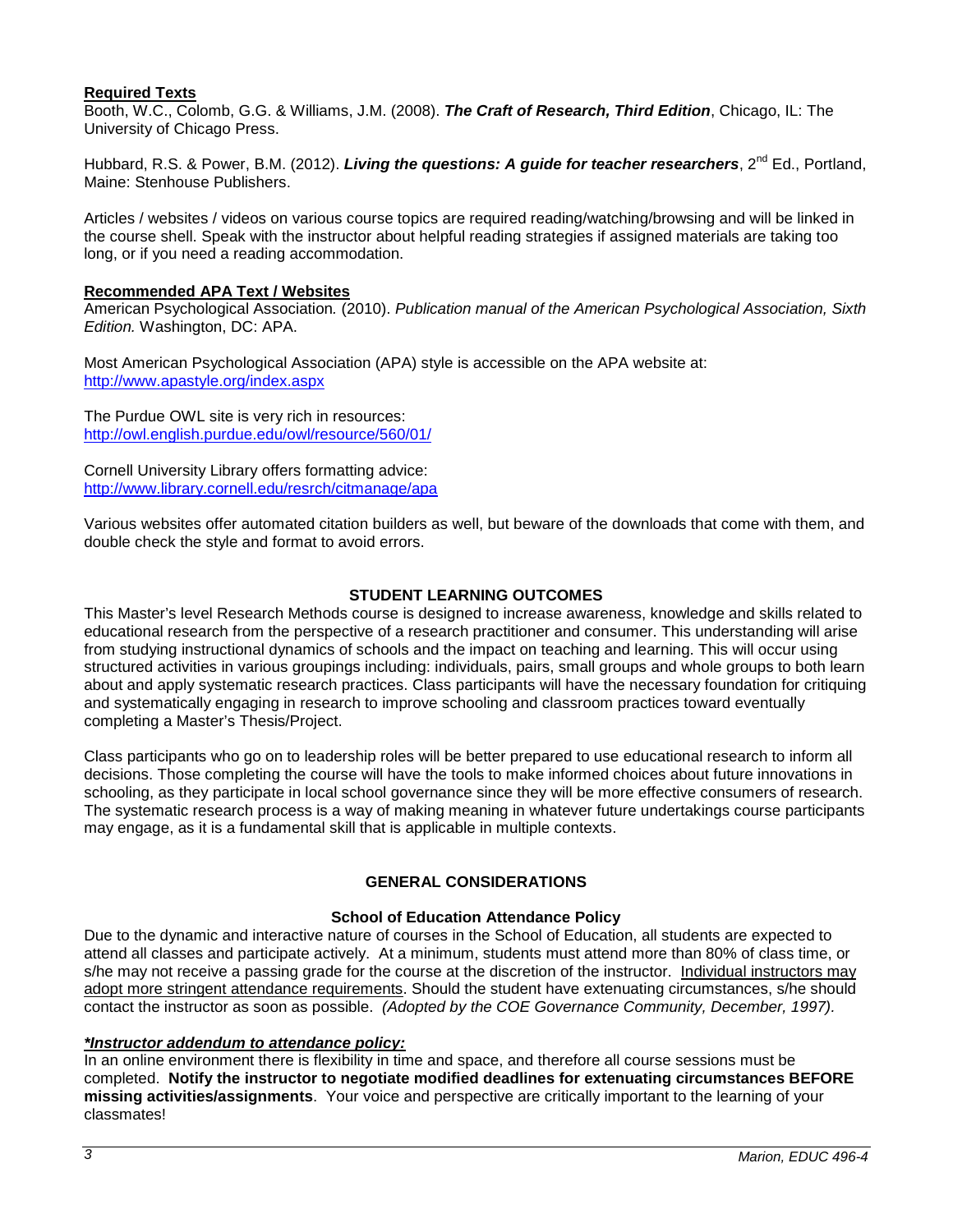**Required Texts**

Booth, W.C., Colomb, G.G. & Williams, J.M. (2008). ***The Craft of Research, Third Edition***, Chicago, IL: The University of Chicago Press.

Hubbard, R.S. & Power, B.M. (2012). ***Living the questions: A guide for teacher researchers***, 2nd Ed., Portland, Maine: Stenhouse Publishers.

Articles / websites / videos on various course topics are required reading/watching/browsing and will be linked in the course shell. Speak with the instructor about helpful reading strategies if assigned materials are taking too long, or if you need a reading accommodation.

**Recommended APA Text / Websites**

American Psychological Association. (2010). *Publication manual of the American Psychological Association, Sixth Edition.* Washington, DC: APA.

Most American Psychological Association (APA) style is accessible on the APA website at: http://www.apastyle.org/index.aspx

The Purdue OWL site is very rich in resources: http://owl.english.purdue.edu/owl/resource/560/01/

Cornell University Library offers formatting advice: http://www.library.cornell.edu/resrch/citmanage/apa

Various websites offer automated citation builders as well, but beware of the downloads that come with them, and double check the style and format to avoid errors.

## STUDENT LEARNING OUTCOMES

This Master's level Research Methods course is designed to increase awareness, knowledge and skills related to educational research from the perspective of a research practitioner and consumer. This understanding will arise from studying instructional dynamics of schools and the impact on teaching and learning. This will occur using structured activities in various groupings including: individuals, pairs, small groups and whole groups to both learn about and apply systematic research practices. Class participants will have the necessary foundation for critiquing and systematically engaging in research to improve schooling and classroom practices toward eventually completing a Master's Thesis/Project.

Class participants who go on to leadership roles will be better prepared to use educational research to inform all decisions. Those completing the course will have the tools to make informed choices about future innovations in schooling, as they participate in local school governance since they will be more effective consumers of research. The systematic research process is a way of making meaning in whatever future undertakings course participants may engage, as it is a fundamental skill that is applicable in multiple contexts.

## GENERAL CONSIDERATIONS

### School of Education Attendance Policy

Due to the dynamic and interactive nature of courses in the School of Education, all students are expected to attend all classes and participate actively. At a minimum, students must attend more than 80% of class time, or s/he may not receive a passing grade for the course at the discretion of the instructor. Individual instructors may adopt more stringent attendance requirements. Should the student have extenuating circumstances, s/he should contact the instructor as soon as possible. *(Adopted by the COE Governance Community, December, 1997).*

***\*Instructor addendum to attendance policy:***

In an online environment there is flexibility in time and space, and therefore all course sessions must be completed. **Notify the instructor to negotiate modified deadlines for extenuating circumstances BEFORE missing activities/assignments**. Your voice and perspective are critically important to the learning of your classmates!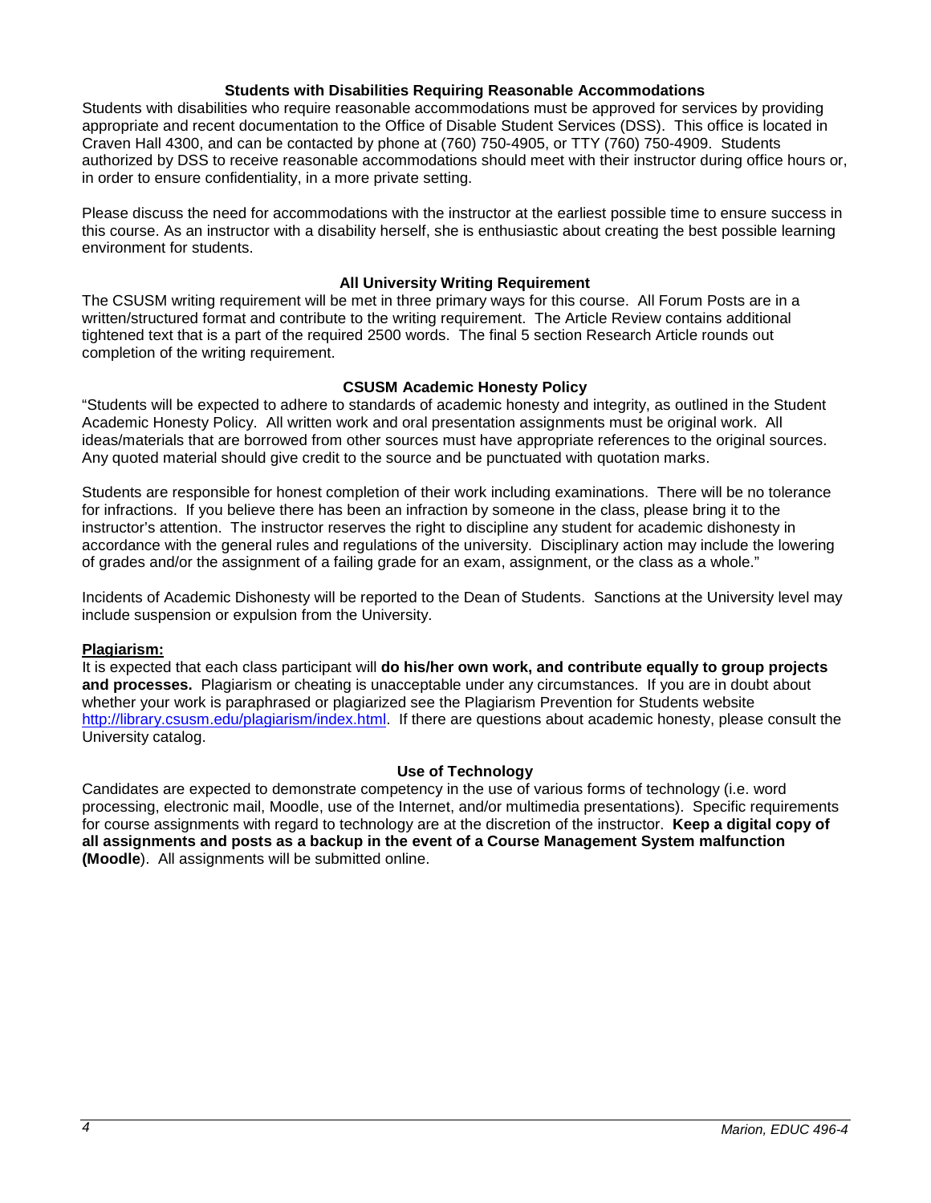### Students with Disabilities Requiring Reasonable Accommodations

Students with disabilities who require reasonable accommodations must be approved for services by providing appropriate and recent documentation to the Office of Disable Student Services (DSS). This office is located in Craven Hall 4300, and can be contacted by phone at (760) 750-4905, or TTY (760) 750-4909. Students authorized by DSS to receive reasonable accommodations should meet with their instructor during office hours or, in order to ensure confidentiality, in a more private setting.

Please discuss the need for accommodations with the instructor at the earliest possible time to ensure success in this course. As an instructor with a disability herself, she is enthusiastic about creating the best possible learning environment for students.

### All University Writing Requirement

The CSUSM writing requirement will be met in three primary ways for this course. All Forum Posts are in a written/structured format and contribute to the writing requirement. The Article Review contains additional tightened text that is a part of the required 2500 words. The final 5 section Research Article rounds out completion of the writing requirement.

### CSUSM Academic Honesty Policy

"Students will be expected to adhere to standards of academic honesty and integrity, as outlined in the Student Academic Honesty Policy. All written work and oral presentation assignments must be original work. All ideas/materials that are borrowed from other sources must have appropriate references to the original sources. Any quoted material should give credit to the source and be punctuated with quotation marks.

Students are responsible for honest completion of their work including examinations. There will be no tolerance for infractions. If you believe there has been an infraction by someone in the class, please bring it to the instructor's attention. The instructor reserves the right to discipline any student for academic dishonesty in accordance with the general rules and regulations of the university. Disciplinary action may include the lowering of grades and/or the assignment of a failing grade for an exam, assignment, or the class as a whole."

Incidents of Academic Dishonesty will be reported to the Dean of Students. Sanctions at the University level may include suspension or expulsion from the University.

**Plagiarism:**

It is expected that each class participant will **do his/her own work, and contribute equally to group projects and processes.** Plagiarism or cheating is unacceptable under any circumstances. If you are in doubt about whether your work is paraphrased or plagiarized see the Plagiarism Prevention for Students website http://library.csusm.edu/plagiarism/index.html. If there are questions about academic honesty, please consult the University catalog.

### Use of Technology

Candidates are expected to demonstrate competency in the use of various forms of technology (i.e. word processing, electronic mail, Moodle, use of the Internet, and/or multimedia presentations). Specific requirements for course assignments with regard to technology are at the discretion of the instructor. **Keep a digital copy of all assignments and posts as a backup in the event of a Course Management System malfunction (Moodle**). All assignments will be submitted online.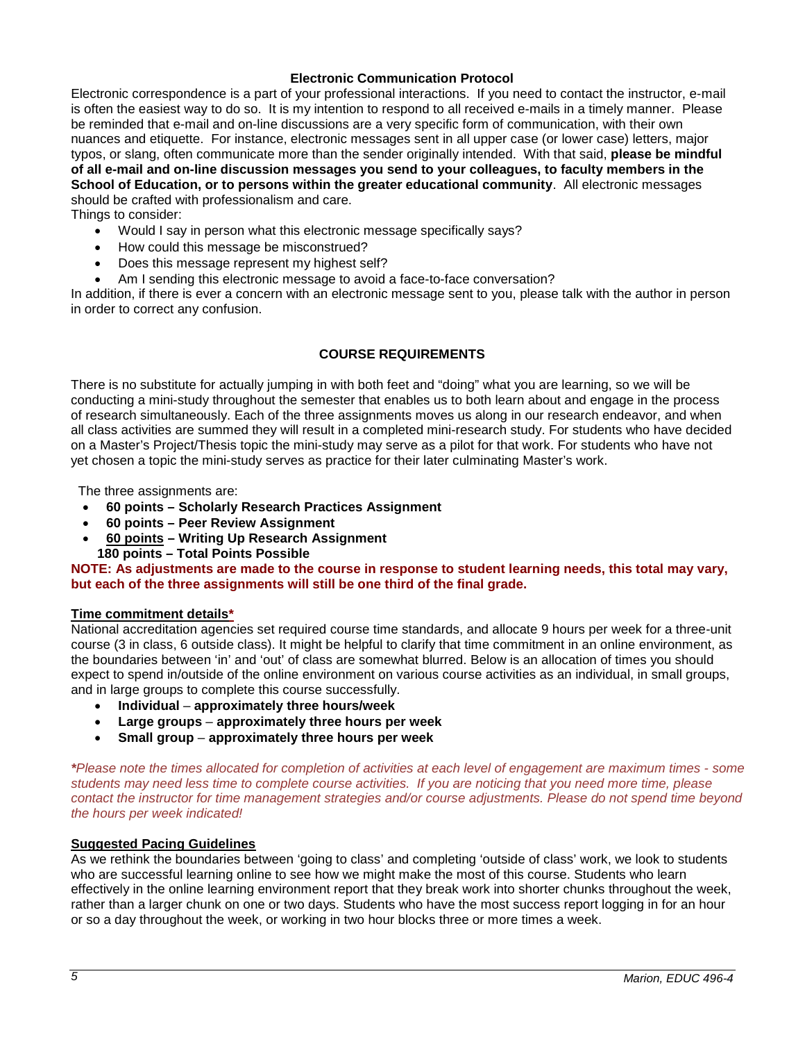### Electronic Communication Protocol

Electronic correspondence is a part of your professional interactions. If you need to contact the instructor, e-mail is often the easiest way to do so. It is my intention to respond to all received e-mails in a timely manner. Please be reminded that e-mail and on-line discussions are a very specific form of communication, with their own nuances and etiquette. For instance, electronic messages sent in all upper case (or lower case) letters, major typos, or slang, often communicate more than the sender originally intended. With that said, **please be mindful of all e-mail and on-line discussion messages you send to your colleagues, to faculty members in the School of Education, or to persons within the greater educational community**. All electronic messages should be crafted with professionalism and care.

Things to consider:

- Would I say in person what this electronic message specifically says?
- How could this message be misconstrued?
- Does this message represent my highest self?
- Am I sending this electronic message to avoid a face-to-face conversation?

In addition, if there is ever a concern with an electronic message sent to you, please talk with the author in person in order to correct any confusion.

## COURSE REQUIREMENTS

There is no substitute for actually jumping in with both feet and "doing" what you are learning, so we will be conducting a mini-study throughout the semester that enables us to both learn about and engage in the process of research simultaneously. Each of the three assignments moves us along in our research endeavor, and when all class activities are summed they will result in a completed mini-research study. For students who have decided on a Master's Project/Thesis topic the mini-study may serve as a pilot for that work. For students who have not yet chosen a topic the mini-study serves as practice for their later culminating Master's work.

The three assignments are:

- **60 points – Scholarly Research Practices Assignment**
- **60 points – Peer Review Assignment**
- **<u>60 points</u> – Writing Up Research Assignment**

**180 points – Total Points Possible**

**NOTE: As adjustments are made to the course in response to student learning needs, this total may vary, but each of the three assignments will still be one third of the final grade.**

**<u>Time commitment details</u>***

National accreditation agencies set required course time standards, and allocate 9 hours per week for a three-unit course (3 in class, 6 outside class). It might be helpful to clarify that time commitment in an online environment, as the boundaries between 'in' and 'out' of class are somewhat blurred. Below is an allocation of times you should expect to spend in/outside of the online environment on various course activities as an individual, in small groups, and in large groups to complete this course successfully.

- **Individual** – **approximately three hours/week**
- **Large groups** – **approximately three hours per week**
- **Small group** – **approximately three hours per week**

****Please note the times allocated for completion of activities at each level of engagement are maximum times - some students may need less time to complete course activities. If you are noticing that you need more time, please contact the instructor for time management strategies and/or course adjustments. Please do not spend time beyond the hours per week indicated!***

**<u>Suggested Pacing Guidelines</u>**

As we rethink the boundaries between 'going to class' and completing 'outside of class' work, we look to students who are successful learning online to see how we might make the most of this course. Students who learn effectively in the online learning environment report that they break work into shorter chunks throughout the week, rather than a larger chunk on one or two days. Students who have the most success report logging in for an hour or so a day throughout the week, or working in two hour blocks three or more times a week.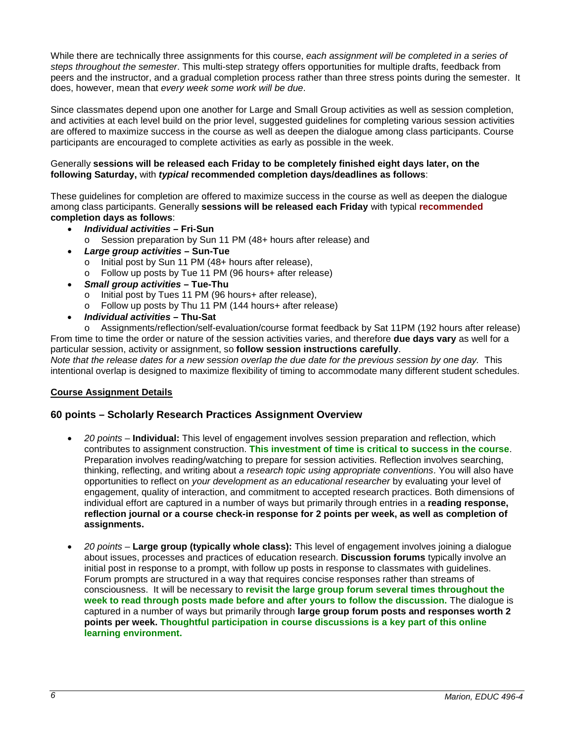While there are technically three assignments for this course, *each assignment will be completed in a series of steps throughout the semester*. This multi-step strategy offers opportunities for multiple drafts, feedback from peers and the instructor, and a gradual completion process rather than three stress points during the semester. It does, however, mean that *every week some work will be due*.

Since classmates depend upon one another for Large and Small Group activities as well as session completion, and activities at each level build on the prior level, suggested guidelines for completing various session activities are offered to maximize success in the course as well as deepen the dialogue among class participants. Course participants are encouraged to complete activities as early as possible in the week.

Generally **sessions will be released each Friday to be completely finished eight days later, on the following Saturday,** with ***typical*** **recommended completion days/deadlines as follows**:

These guidelines for completion are offered to maximize success in the course as well as deepen the dialogue among class participants. Generally **sessions will be released each Friday** with typical **recommended completion days as follows**:

- ***Individual activities* – Fri-Sun**
  - Session preparation by Sun 11 PM (48+ hours after release) and
- ***Large group activities* – Sun-Tue**
  - Initial post by Sun 11 PM (48+ hours after release),
  - Follow up posts by Tue 11 PM (96 hours+ after release)
- ***Small group activities* – Tue-Thu**
  - Initial post by Tues 11 PM (96 hours+ after release),
  - Follow up posts by Thu 11 PM (144 hours+ after release)
- ***Individual activities* – Thu-Sat**
  - Assignments/reflection/self-evaluation/course format feedback by Sat 11PM (192 hours after release)

From time to time the order or nature of the session activities varies, and therefore **due days vary** as well for a particular session, activity or assignment, so **follow session instructions carefully**.

*Note that the release dates for a new session overlap the due date for the previous session by one day.* This intentional overlap is designed to maximize flexibility of timing to accommodate many different student schedules.

**Course Assignment Details**

## 60 points – Scholarly Research Practices Assignment Overview

- *20 points* – **Individual:** This level of engagement involves session preparation and reflection, which contributes to assignment construction. **This investment of time is critical to success in the course**. Preparation involves reading/watching to prepare for session activities. Reflection involves searching, thinking, reflecting, and writing about *a research topic using appropriate conventions*. You will also have opportunities to reflect on *your development as an educational researcher* by evaluating your level of engagement, quality of interaction, and commitment to accepted research practices. Both dimensions of individual effort are captured in a number of ways but primarily through entries in a **reading response, reflection journal or a course check-in response for 2 points per week, as well as completion of assignments.**

- *20 points* – **Large group (typically whole class):** This level of engagement involves joining a dialogue about issues, processes and practices of education research. **Discussion forums** typically involve an initial post in response to a prompt, with follow up posts in response to classmates with guidelines. Forum prompts are structured in a way that requires concise responses rather than streams of consciousness. It will be necessary to **revisit the large group forum several times throughout the week to read through posts made before and after yours to follow the discussion.** The dialogue is captured in a number of ways but primarily through **large group forum posts and responses worth 2 points per week. Thoughtful participation in course discussions is a key part of this online learning environment.**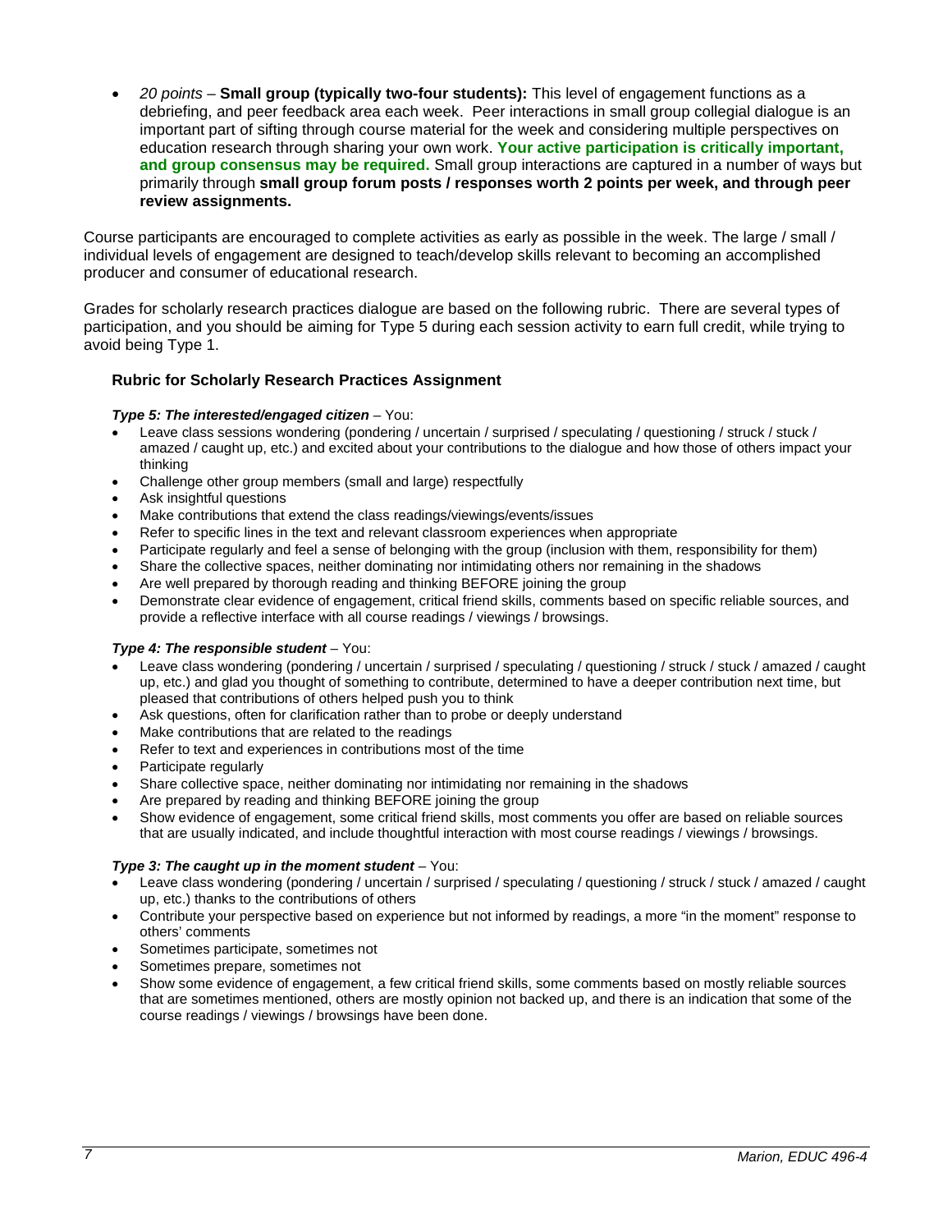- *20 points* – **Small group (typically two-four students):** This level of engagement functions as a debriefing, and peer feedback area each week. Peer interactions in small group collegial dialogue is an important part of sifting through course material for the week and considering multiple perspectives on education research through sharing your own work. **Your active participation is critically important, and group consensus may be required.** Small group interactions are captured in a number of ways but primarily through **small group forum posts / responses worth 2 points per week, and through peer review assignments.**

Course participants are encouraged to complete activities as early as possible in the week. The large / small / individual levels of engagement are designed to teach/develop skills relevant to becoming an accomplished producer and consumer of educational research.

Grades for scholarly research practices dialogue are based on the following rubric. There are several types of participation, and you should be aiming for Type 5 during each session activity to earn full credit, while trying to avoid being Type 1.

### Rubric for Scholarly Research Practices Assignment

***Type 5: The interested/engaged citizen*** – You:

- Leave class sessions wondering (pondering / uncertain / surprised / speculating / questioning / struck / stuck / amazed / caught up, etc.) and excited about your contributions to the dialogue and how those of others impact your thinking
- Challenge other group members (small and large) respectfully
- Ask insightful questions
- Make contributions that extend the class readings/viewings/events/issues
- Refer to specific lines in the text and relevant classroom experiences when appropriate
- Participate regularly and feel a sense of belonging with the group (inclusion with them, responsibility for them)
- Share the collective spaces, neither dominating nor intimidating others nor remaining in the shadows
- Are well prepared by thorough reading and thinking BEFORE joining the group
- Demonstrate clear evidence of engagement, critical friend skills, comments based on specific reliable sources, and provide a reflective interface with all course readings / viewings / browsings.

***Type 4: The responsible student*** – You:

- Leave class wondering (pondering / uncertain / surprised / speculating / questioning / struck / stuck / amazed / caught up, etc.) and glad you thought of something to contribute, determined to have a deeper contribution next time, but pleased that contributions of others helped push you to think
- Ask questions, often for clarification rather than to probe or deeply understand
- Make contributions that are related to the readings
- Refer to text and experiences in contributions most of the time
- Participate regularly
- Share collective space, neither dominating nor intimidating nor remaining in the shadows
- Are prepared by reading and thinking BEFORE joining the group
- Show evidence of engagement, some critical friend skills, most comments you offer are based on reliable sources that are usually indicated, and include thoughtful interaction with most course readings / viewings / browsings.

***Type 3: The caught up in the moment student*** – You:

- Leave class wondering (pondering / uncertain / surprised / speculating / questioning / struck / stuck / amazed / caught up, etc.) thanks to the contributions of others
- Contribute your perspective based on experience but not informed by readings, a more "in the moment" response to others' comments
- Sometimes participate, sometimes not
- Sometimes prepare, sometimes not
- Show some evidence of engagement, a few critical friend skills, some comments based on mostly reliable sources that are sometimes mentioned, others are mostly opinion not backed up, and there is an indication that some of the course readings / viewings / browsings have been done.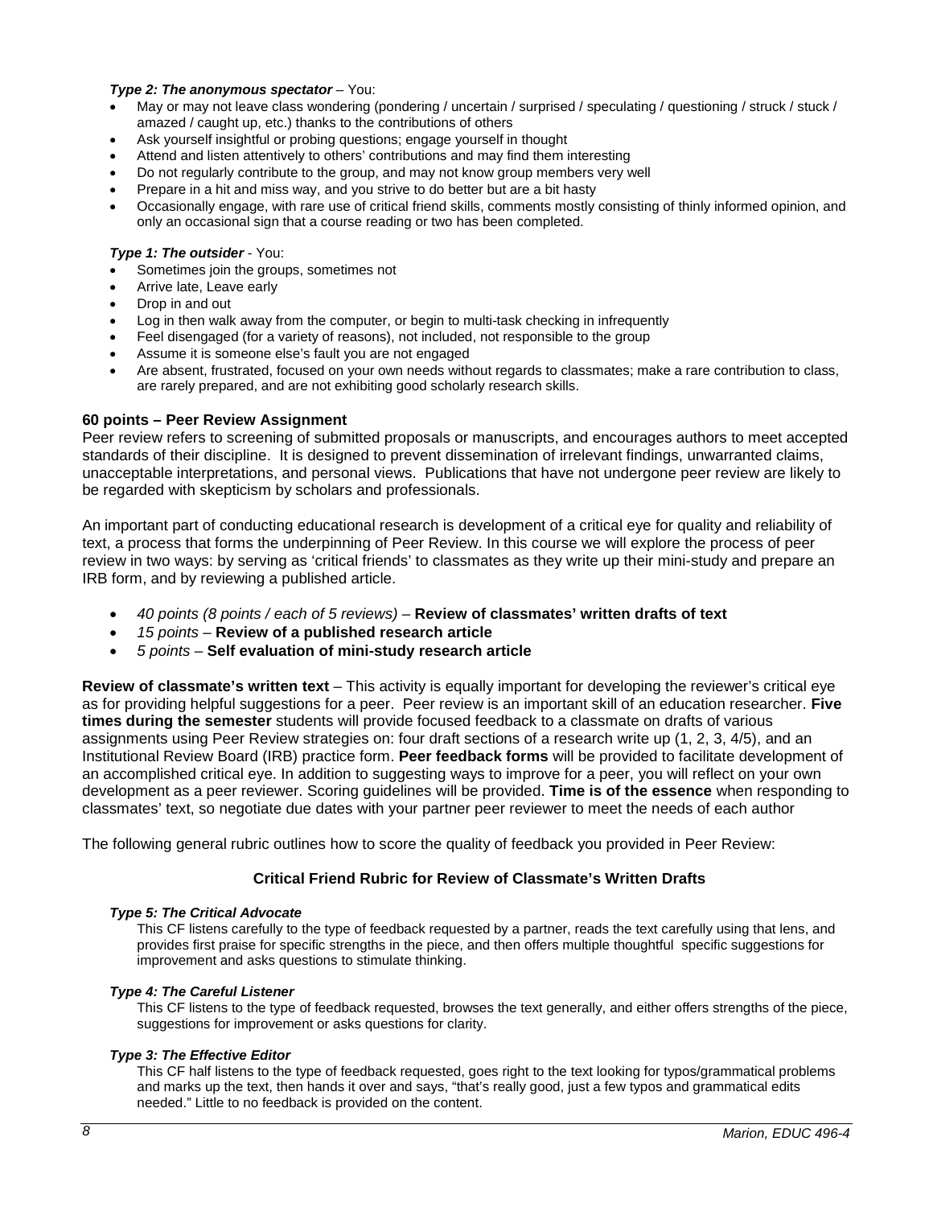***Type 2: The anonymous spectator*** – You:

- May or may not leave class wondering (pondering / uncertain / surprised / speculating / questioning / struck / stuck / amazed / caught up, etc.) thanks to the contributions of others
- Ask yourself insightful or probing questions; engage yourself in thought
- Attend and listen attentively to others' contributions and may find them interesting
- Do not regularly contribute to the group, and may not know group members very well
- Prepare in a hit and miss way, and you strive to do better but are a bit hasty
- Occasionally engage, with rare use of critical friend skills, comments mostly consisting of thinly informed opinion, and only an occasional sign that a course reading or two has been completed.

***Type 1: The outsider*** - You:

- Sometimes join the groups, sometimes not
- Arrive late, Leave early
- Drop in and out
- Log in then walk away from the computer, or begin to multi-task checking in infrequently
- Feel disengaged (for a variety of reasons), not included, not responsible to the group
- Assume it is someone else's fault you are not engaged
- Are absent, frustrated, focused on your own needs without regards to classmates; make a rare contribution to class, are rarely prepared, and are not exhibiting good scholarly research skills.

**60 points – Peer Review Assignment**

Peer review refers to screening of submitted proposals or manuscripts, and encourages authors to meet accepted standards of their discipline. It is designed to prevent dissemination of irrelevant findings, unwarranted claims, unacceptable interpretations, and personal views. Publications that have not undergone peer review are likely to be regarded with skepticism by scholars and professionals.

An important part of conducting educational research is development of a critical eye for quality and reliability of text, a process that forms the underpinning of Peer Review. In this course we will explore the process of peer review in two ways: by serving as 'critical friends' to classmates as they write up their mini-study and prepare an IRB form, and by reviewing a published article.

- *40 points (8 points / each of 5 reviews)* – **Review of classmates' written drafts of text**
- *15 points* – **Review of a published research article**
- *5 points* – **Self evaluation of mini-study research article**

**Review of classmate's written text** – This activity is equally important for developing the reviewer's critical eye as for providing helpful suggestions for a peer. Peer review is an important skill of an education researcher. **Five times during the semester** students will provide focused feedback to a classmate on drafts of various assignments using Peer Review strategies on: four draft sections of a research write up (1, 2, 3, 4/5), and an Institutional Review Board (IRB) practice form. **Peer feedback forms** will be provided to facilitate development of an accomplished critical eye. In addition to suggesting ways to improve for a peer, you will reflect on your own development as a peer reviewer. Scoring guidelines will be provided. **Time is of the essence** when responding to classmates' text, so negotiate due dates with your partner peer reviewer to meet the needs of each author

The following general rubric outlines how to score the quality of feedback you provided in Peer Review:

### Critical Friend Rubric for Review of Classmate's Written Drafts

***Type 5: The Critical Advocate***

This CF listens carefully to the type of feedback requested by a partner, reads the text carefully using that lens, and provides first praise for specific strengths in the piece, and then offers multiple thoughtful specific suggestions for improvement and asks questions to stimulate thinking.

***Type 4: The Careful Listener***

This CF listens to the type of feedback requested, browses the text generally, and either offers strengths of the piece, suggestions for improvement or asks questions for clarity.

***Type 3: The Effective Editor***

This CF half listens to the type of feedback requested, goes right to the text looking for typos/grammatical problems and marks up the text, then hands it over and says, "that's really good, just a few typos and grammatical edits needed." Little to no feedback is provided on the content.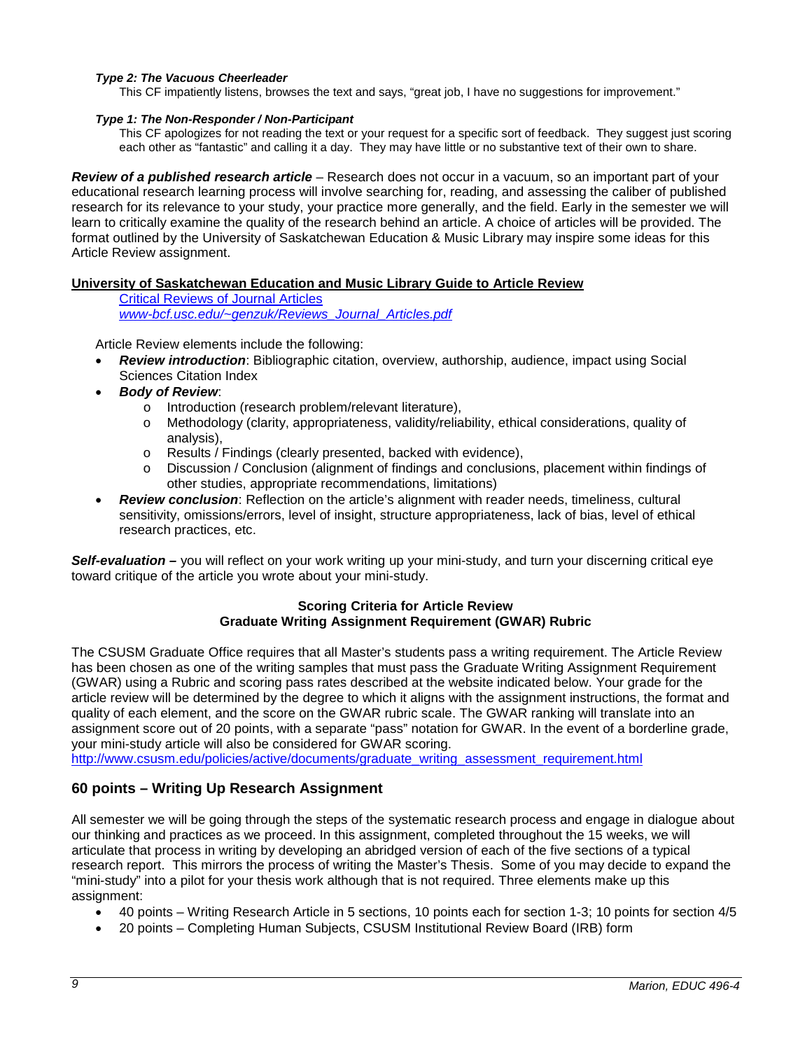***Type 2: The Vacuous Cheerleader***

This CF impatiently listens, browses the text and says, "great job, I have no suggestions for improvement."

***Type 1: The Non-Responder / Non-Participant***

This CF apologizes for not reading the text or your request for a specific sort of feedback. They suggest just scoring each other as "fantastic" and calling it a day. They may have little or no substantive text of their own to share.

***Review of a published research article*** – Research does not occur in a vacuum, so an important part of your educational research learning process will involve searching for, reading, and assessing the caliber of published research for its relevance to your study, your practice more generally, and the field. Early in the semester we will learn to critically examine the quality of the research behind an article. A choice of articles will be provided. The format outlined by the University of Saskatchewan Education & Music Library may inspire some ideas for this Article Review assignment.

**University of Saskatchewan Education and Music Library Guide to Article Review**

[Critical Reviews of Journal Articles](www-bcf.usc.edu/~genzuk/Reviews_Journal_Articles.pdf)
*www-bcf.usc.edu/~genzuk/Reviews_Journal_Articles.pdf*

Article Review elements include the following:

- ***Review introduction***: Bibliographic citation, overview, authorship, audience, impact using Social Sciences Citation Index
- ***Body of Review***:
  - Introduction (research problem/relevant literature),
  - Methodology (clarity, appropriateness, validity/reliability, ethical considerations, quality of analysis),
  - Results / Findings (clearly presented, backed with evidence),
  - Discussion / Conclusion (alignment of findings and conclusions, placement within findings of other studies, appropriate recommendations, limitations)
- ***Review conclusion***: Reflection on the article's alignment with reader needs, timeliness, cultural sensitivity, omissions/errors, level of insight, structure appropriateness, lack of bias, level of ethical research practices, etc.

***Self-evaluation –*** you will reflect on your work writing up your mini-study, and turn your discerning critical eye toward critique of the article you wrote about your mini-study.

**Scoring Criteria for Article Review**
**Graduate Writing Assignment Requirement (GWAR) Rubric**

The CSUSM Graduate Office requires that all Master's students pass a writing requirement. The Article Review has been chosen as one of the writing samples that must pass the Graduate Writing Assignment Requirement (GWAR) using a Rubric and scoring pass rates described at the website indicated below. Your grade for the article review will be determined by the degree to which it aligns with the assignment instructions, the format and quality of each element, and the score on the GWAR rubric scale. The GWAR ranking will translate into an assignment score out of 20 points, with a separate "pass" notation for GWAR. In the event of a borderline grade, your mini-study article will also be considered for GWAR scoring.
[http://www.csusm.edu/policies/active/documents/graduate_writing_assessment_requirement.html](http://www.csusm.edu/policies/active/documents/graduate_writing_assessment_requirement.html)

## 60 points – Writing Up Research Assignment

All semester we will be going through the steps of the systematic research process and engage in dialogue about our thinking and practices as we proceed. In this assignment, completed throughout the 15 weeks, we will articulate that process in writing by developing an abridged version of each of the five sections of a typical research report. This mirrors the process of writing the Master's Thesis. Some of you may decide to expand the "mini-study" into a pilot for your thesis work although that is not required. Three elements make up this assignment:

- 40 points – Writing Research Article in 5 sections, 10 points each for section 1-3; 10 points for section 4/5
- 20 points – Completing Human Subjects, CSUSM Institutional Review Board (IRB) form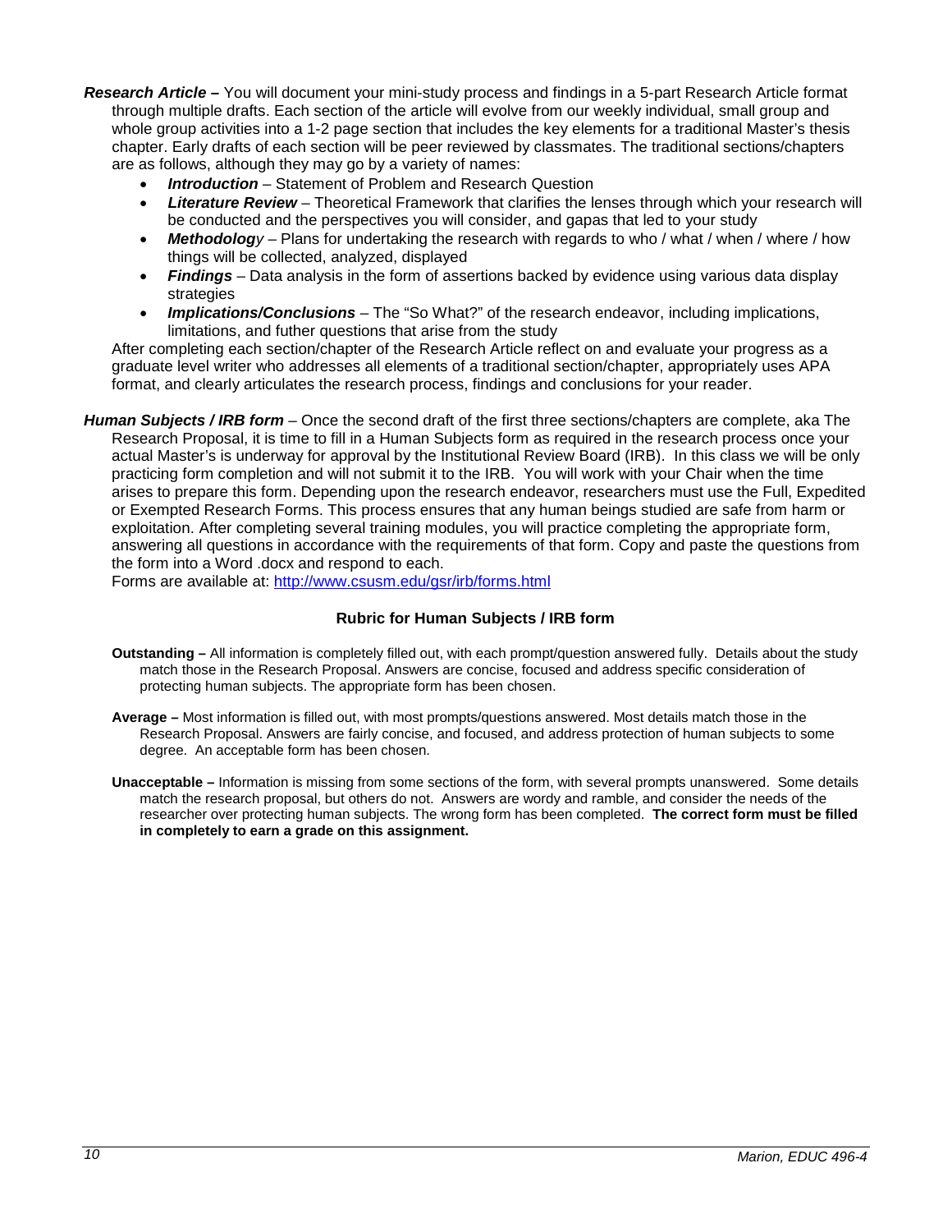***Research Article –*** You will document your mini-study process and findings in a 5-part Research Article format through multiple drafts. Each section of the article will evolve from our weekly individual, small group and whole group activities into a 1-2 page section that includes the key elements for a traditional Master's thesis chapter. Early drafts of each section will be peer reviewed by classmates. The traditional sections/chapters are as follows, although they may go by a variety of names:

- ***Introduction*** – Statement of Problem and Research Question
- ***Literature Review*** – Theoretical Framework that clarifies the lenses through which your research will be conducted and the perspectives you will consider, and gapas that led to your study
- ***Methodology*** – Plans for undertaking the research with regards to who / what / when / where / how things will be collected, analyzed, displayed
- ***Findings*** – Data analysis in the form of assertions backed by evidence using various data display strategies
- ***Implications/Conclusions*** – The "So What?" of the research endeavor, including implications, limitations, and futher questions that arise from the study

After completing each section/chapter of the Research Article reflect on and evaluate your progress as a graduate level writer who addresses all elements of a traditional section/chapter, appropriately uses APA format, and clearly articulates the research process, findings and conclusions for your reader.

***Human Subjects / IRB form*** – Once the second draft of the first three sections/chapters are complete, aka The Research Proposal, it is time to fill in a Human Subjects form as required in the research process once your actual Master's is underway for approval by the Institutional Review Board (IRB). In this class we will be only practicing form completion and will not submit it to the IRB. You will work with your Chair when the time arises to prepare this form. Depending upon the research endeavor, researchers must use the Full, Expedited or Exempted Research Forms. This process ensures that any human beings studied are safe from harm or exploitation. After completing several training modules, you will practice completing the appropriate form, answering all questions in accordance with the requirements of that form. Copy and paste the questions from the form into a Word .docx and respond to each.

Forms are available at: http://www.csusm.edu/gsr/irb/forms.html

### Rubric for Human Subjects / IRB form

**Outstanding –** All information is completely filled out, with each prompt/question answered fully. Details about the study match those in the Research Proposal. Answers are concise, focused and address specific consideration of protecting human subjects. The appropriate form has been chosen.

**Average –** Most information is filled out, with most prompts/questions answered. Most details match those in the Research Proposal. Answers are fairly concise, and focused, and address protection of human subjects to some degree. An acceptable form has been chosen.

**Unacceptable –** Information is missing from some sections of the form, with several prompts unanswered. Some details match the research proposal, but others do not. Answers are wordy and ramble, and consider the needs of the researcher over protecting human subjects. The wrong form has been completed. **The correct form must be filled in completely to earn a grade on this assignment.**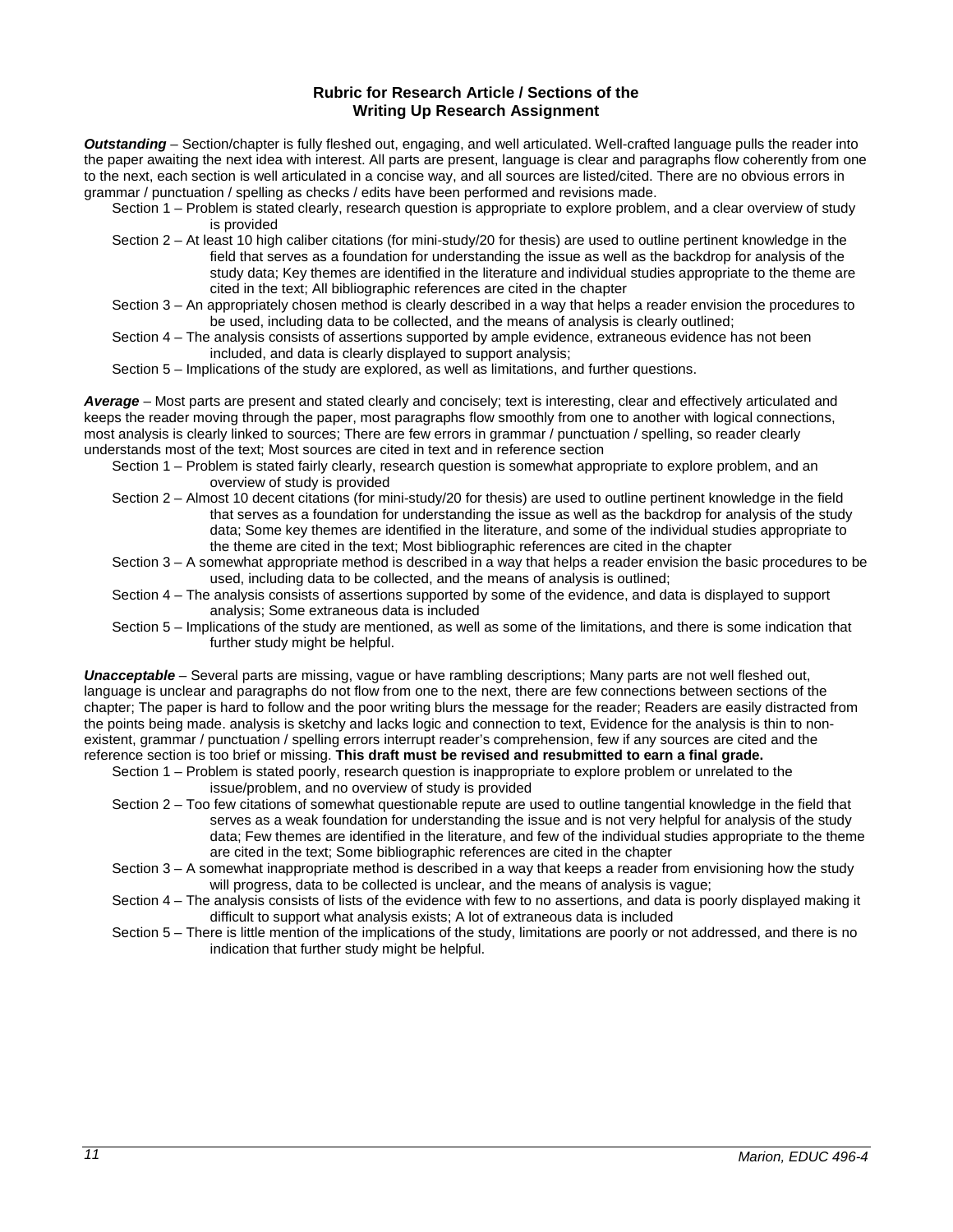## Rubric for Research Article / Sections of the Writing Up Research Assignment

***Outstanding*** – Section/chapter is fully fleshed out, engaging, and well articulated. Well-crafted language pulls the reader into the paper awaiting the next idea with interest. All parts are present, language is clear and paragraphs flow coherently from one to the next, each section is well articulated in a concise way, and all sources are listed/cited. There are no obvious errors in grammar / punctuation / spelling as checks / edits have been performed and revisions made.

- Section 1 – Problem is stated clearly, research question is appropriate to explore problem, and a clear overview of study is provided
- Section 2 – At least 10 high caliber citations (for mini-study/20 for thesis) are used to outline pertinent knowledge in the field that serves as a foundation for understanding the issue as well as the backdrop for analysis of the study data; Key themes are identified in the literature and individual studies appropriate to the theme are cited in the text; All bibliographic references are cited in the chapter
- Section 3 – An appropriately chosen method is clearly described in a way that helps a reader envision the procedures to be used, including data to be collected, and the means of analysis is clearly outlined;
- Section 4 – The analysis consists of assertions supported by ample evidence, extraneous evidence has not been included, and data is clearly displayed to support analysis;
- Section 5 – Implications of the study are explored, as well as limitations, and further questions.

***Average*** – Most parts are present and stated clearly and concisely; text is interesting, clear and effectively articulated and keeps the reader moving through the paper, most paragraphs flow smoothly from one to another with logical connections, most analysis is clearly linked to sources; There are few errors in grammar / punctuation / spelling, so reader clearly understands most of the text; Most sources are cited in text and in reference section

- Section 1 – Problem is stated fairly clearly, research question is somewhat appropriate to explore problem, and an overview of study is provided
- Section 2 – Almost 10 decent citations (for mini-study/20 for thesis) are used to outline pertinent knowledge in the field that serves as a foundation for understanding the issue as well as the backdrop for analysis of the study data; Some key themes are identified in the literature, and some of the individual studies appropriate to the theme are cited in the text; Most bibliographic references are cited in the chapter
- Section 3 – A somewhat appropriate method is described in a way that helps a reader envision the basic procedures to be used, including data to be collected, and the means of analysis is outlined;
- Section 4 – The analysis consists of assertions supported by some of the evidence, and data is displayed to support analysis; Some extraneous data is included
- Section 5 – Implications of the study are mentioned, as well as some of the limitations, and there is some indication that further study might be helpful.

***Unacceptable*** – Several parts are missing, vague or have rambling descriptions; Many parts are not well fleshed out, language is unclear and paragraphs do not flow from one to the next, there are few connections between sections of the chapter; The paper is hard to follow and the poor writing blurs the message for the reader; Readers are easily distracted from the points being made. analysis is sketchy and lacks logic and connection to text, Evidence for the analysis is thin to non-existent, grammar / punctuation / spelling errors interrupt reader's comprehension, few if any sources are cited and the reference section is too brief or missing. **This draft must be revised and resubmitted to earn a final grade.**

- Section 1 – Problem is stated poorly, research question is inappropriate to explore problem or unrelated to the issue/problem, and no overview of study is provided
- Section 2 – Too few citations of somewhat questionable repute are used to outline tangential knowledge in the field that serves as a weak foundation for understanding the issue and is not very helpful for analysis of the study data; Few themes are identified in the literature, and few of the individual studies appropriate to the theme are cited in the text; Some bibliographic references are cited in the chapter
- Section 3 – A somewhat inappropriate method is described in a way that keeps a reader from envisioning how the study will progress, data to be collected is unclear, and the means of analysis is vague;
- Section 4 – The analysis consists of lists of the evidence with few to no assertions, and data is poorly displayed making it difficult to support what analysis exists; A lot of extraneous data is included
- Section 5 – There is little mention of the implications of the study, limitations are poorly or not addressed, and there is no indication that further study might be helpful.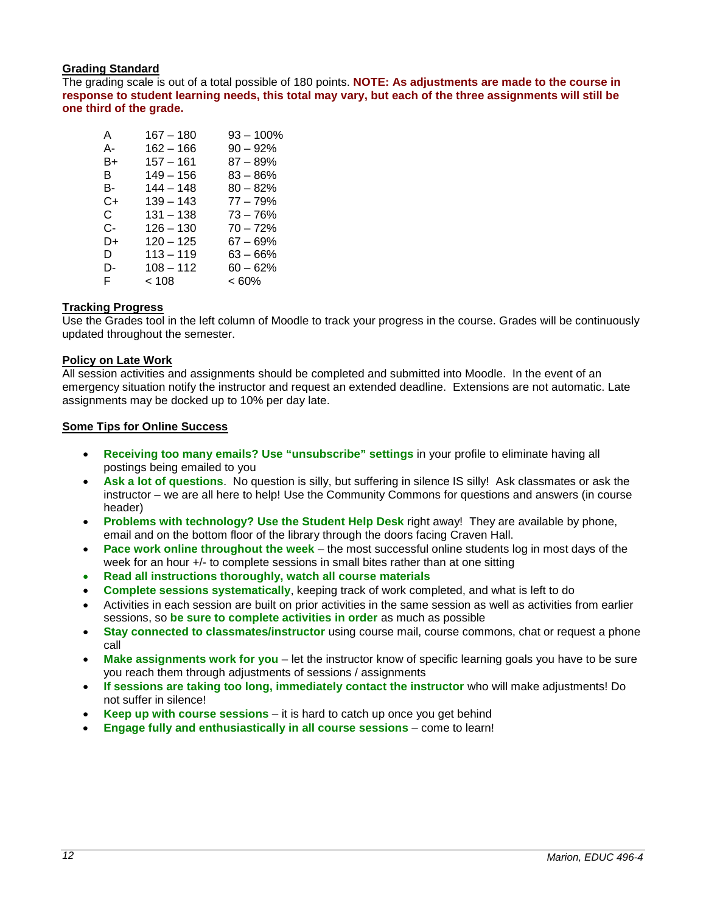### Grading Standard

The grading scale is out of a total possible of 180 points. **NOTE: As adjustments are made to the course in response to student learning needs, this total may vary, but each of the three assignments will still be one third of the grade.**

| Grade | Points | Percent |
|---|---|---|
| A | 167 – 180 | 93 – 100% |
| A- | 162 – 166 | 90 – 92% |
| B+ | 157 – 161 | 87 – 89% |
| B | 149 – 156 | 83 – 86% |
| B- | 144 – 148 | 80 – 82% |
| C+ | 139 – 143 | 77 – 79% |
| C | 131 – 138 | 73 – 76% |
| C- | 126 – 130 | 70 – 72% |
| D+ | 120 – 125 | 67 – 69% |
| D | 113 – 119 | 63 – 66% |
| D- | 108 – 112 | 60 – 62% |
| F | < 108 | < 60% |

### Tracking Progress

Use the Grades tool in the left column of Moodle to track your progress in the course. Grades will be continuously updated throughout the semester.

### Policy on Late Work

All session activities and assignments should be completed and submitted into Moodle. In the event of an emergency situation notify the instructor and request an extended deadline. Extensions are not automatic. Late assignments may be docked up to 10% per day late.

### Some Tips for Online Success

- **Receiving too many emails? Use "unsubscribe" settings** in your profile to eliminate having all postings being emailed to you
- **Ask a lot of questions**. No question is silly, but suffering in silence IS silly! Ask classmates or ask the instructor – we are all here to help! Use the Community Commons for questions and answers (in course header)
- **Problems with technology? Use the Student Help Desk** right away! They are available by phone, email and on the bottom floor of the library through the doors facing Craven Hall.
- **Pace work online throughout the week** – the most successful online students log in most days of the week for an hour +/- to complete sessions in small bites rather than at one sitting
- **Read all instructions thoroughly, watch all course materials**
- **Complete sessions systematically**, keeping track of work completed, and what is left to do
- Activities in each session are built on prior activities in the same session as well as activities from earlier sessions, so **be sure to complete activities in order** as much as possible
- **Stay connected to classmates/instructor** using course mail, course commons, chat or request a phone call
- **Make assignments work for you** – let the instructor know of specific learning goals you have to be sure you reach them through adjustments of sessions / assignments
- **If sessions are taking too long, immediately contact the instructor** who will make adjustments! Do not suffer in silence!
- **Keep up with course sessions** – it is hard to catch up once you get behind
- **Engage fully and enthusiastically in all course sessions** – come to learn!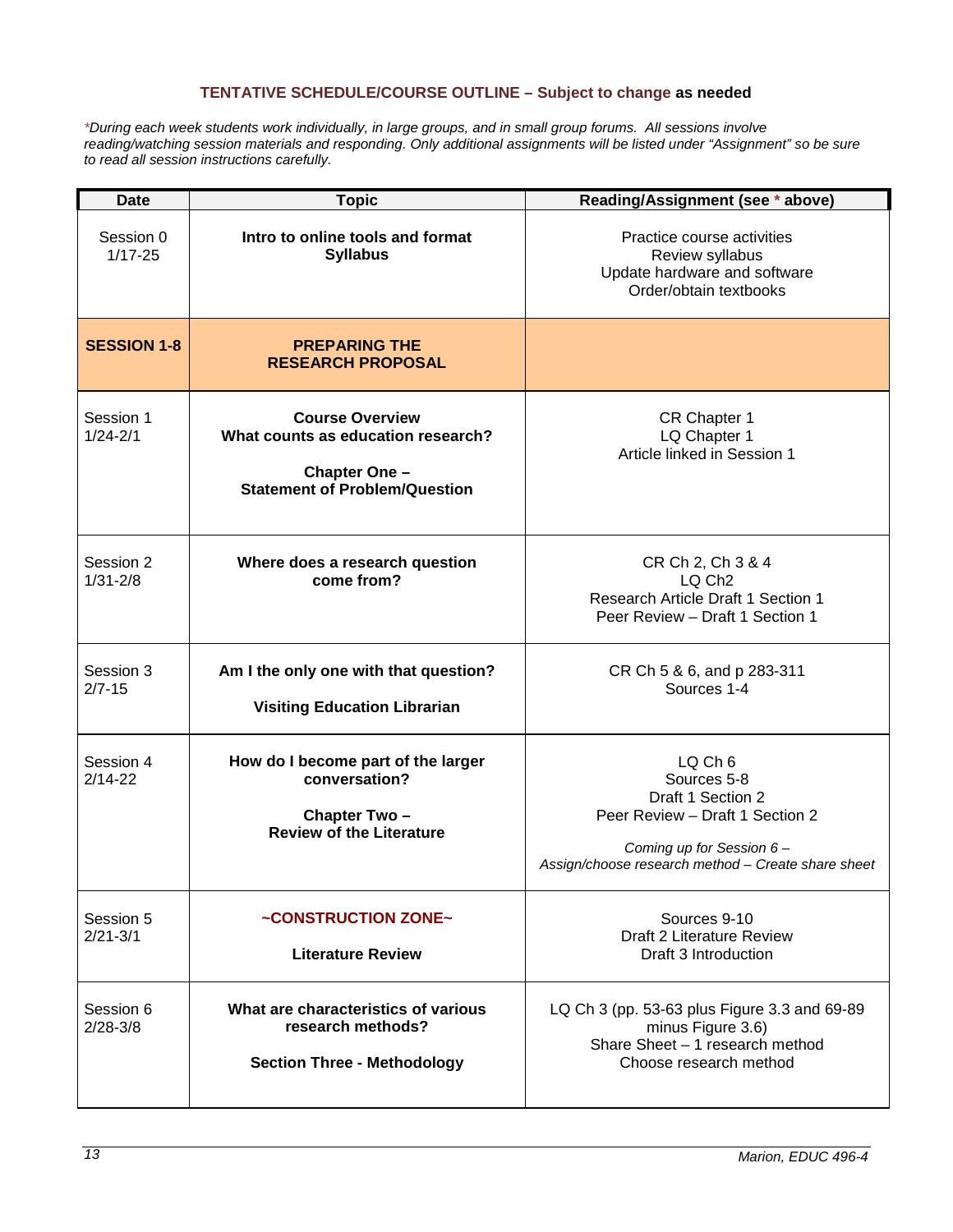## TENTATIVE SCHEDULE/COURSE OUTLINE – Subject to change as needed

*\*During each week students work individually, in large groups, and in small group forums. All sessions involve reading/watching session materials and responding. Only additional assignments will be listed under "Assignment" so be sure to read all session instructions carefully.*

| Date | Topic | Reading/Assignment (see * above) |
|---|---|---|
| Session 0<br>1/17-25 | **Intro to online tools and format**<br>**Syllabus** | Practice course activities<br>Review syllabus<br>Update hardware and software<br>Order/obtain textbooks |
| **SESSION 1-8** | **PREPARING THE RESEARCH PROPOSAL** | |
| Session 1<br>1/24-2/1 | **Course Overview**<br>**What counts as education research?**<br><br>**Chapter One –**<br>**Statement of Problem/Question** | CR Chapter 1<br>LQ Chapter 1<br>Article linked in Session 1 |
| Session 2<br>1/31-2/8 | **Where does a research question come from?** | CR Ch 2, Ch 3 & 4<br>LQ Ch2<br>Research Article Draft 1 Section 1<br>Peer Review – Draft 1 Section 1 |
| Session 3<br>2/7-15 | **Am I the only one with that question?**<br><br>**Visiting Education Librarian** | CR Ch 5 & 6, and p 283-311<br>Sources 1-4 |
| Session 4<br>2/14-22 | **How do I become part of the larger conversation?**<br><br>**Chapter Two –**<br>**Review of the Literature** | LQ Ch 6<br>Sources 5-8<br>Draft 1 Section 2<br>Peer Review – Draft 1 Section 2<br><br>*Coming up for Session 6 –*<br>*Assign/choose research method – Create share sheet* |
| Session 5<br>2/21-3/1 | **~CONSTRUCTION ZONE~**<br><br>**Literature Review** | Sources 9-10<br>Draft 2 Literature Review<br>Draft 3 Introduction |
| Session 6<br>2/28-3/8 | **What are characteristics of various research methods?**<br><br>**Section Three - Methodology** | LQ Ch 3 (pp. 53-63 plus Figure 3.3 and 69-89 minus Figure 3.6)<br>Share Sheet – 1 research method<br>Choose research method |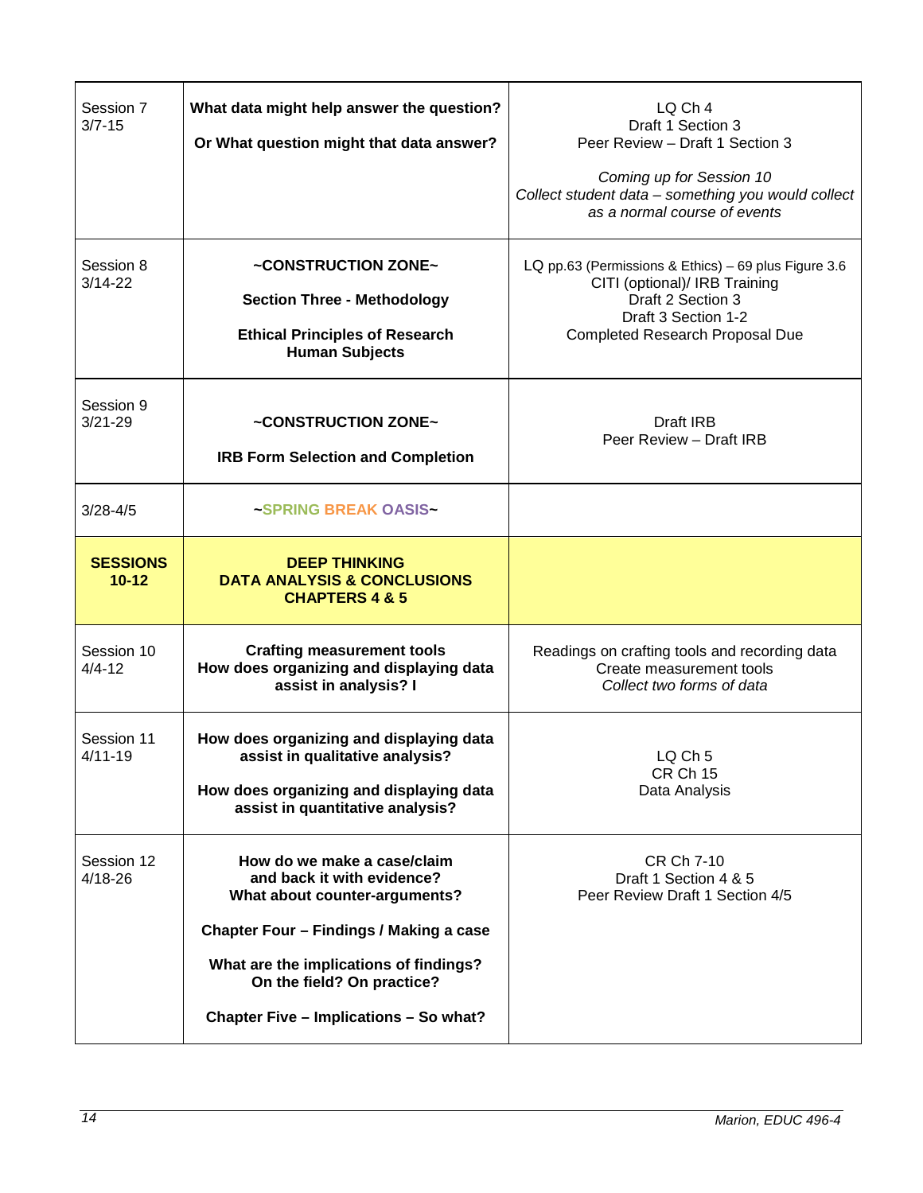| | | |
|---|---|---|
| Session 7<br>3/7-15 | **What data might help answer the question?**<br><br>**Or What question might that data answer?** | LQ Ch 4<br>Draft 1 Section 3<br>Peer Review – Draft 1 Section 3<br><br>*Coming up for Session 10*<br>*Collect student data – something you would collect as a normal course of events* |
| Session 8<br>3/14-22 | **~CONSTRUCTION ZONE~**<br><br>**Section Three - Methodology**<br><br>**Ethical Principles of Research Human Subjects** | LQ pp.63 (Permissions & Ethics) – 69 plus Figure 3.6<br>CITI (optional)/ IRB Training<br>Draft 2 Section 3<br>Draft 3 Section 1-2<br>Completed Research Proposal Due |
| Session 9<br>3/21-29 | **~CONSTRUCTION ZONE~**<br><br>**IRB Form Selection and Completion** | Draft IRB<br>Peer Review – Draft IRB |
| 3/28-4/5 | **~SPRING BREAK OASIS~** | |
| **SESSIONS 10-12** | **DEEP THINKING**<br>**DATA ANALYSIS & CONCLUSIONS**<br>**CHAPTERS 4 & 5** | |
| Session 10<br>4/4-12 | **Crafting measurement tools**<br>**How does organizing and displaying data assist in analysis? I** | Readings on crafting tools and recording data<br>Create measurement tools<br>*Collect two forms of data* |
| Session 11<br>4/11-19 | **How does organizing and displaying data assist in qualitative analysis?**<br><br>**How does organizing and displaying data assist in quantitative analysis?** | LQ Ch 5<br>CR Ch 15<br>Data Analysis |
| Session 12<br>4/18-26 | **How do we make a case/claim and back it with evidence?**<br>**What about counter-arguments?**<br><br>**Chapter Four – Findings / Making a case**<br><br>**What are the implications of findings? On the field? On practice?**<br><br>**Chapter Five – Implications – So what?** | CR Ch 7-10<br>Draft 1 Section 4 & 5<br>Peer Review Draft 1 Section 4/5 |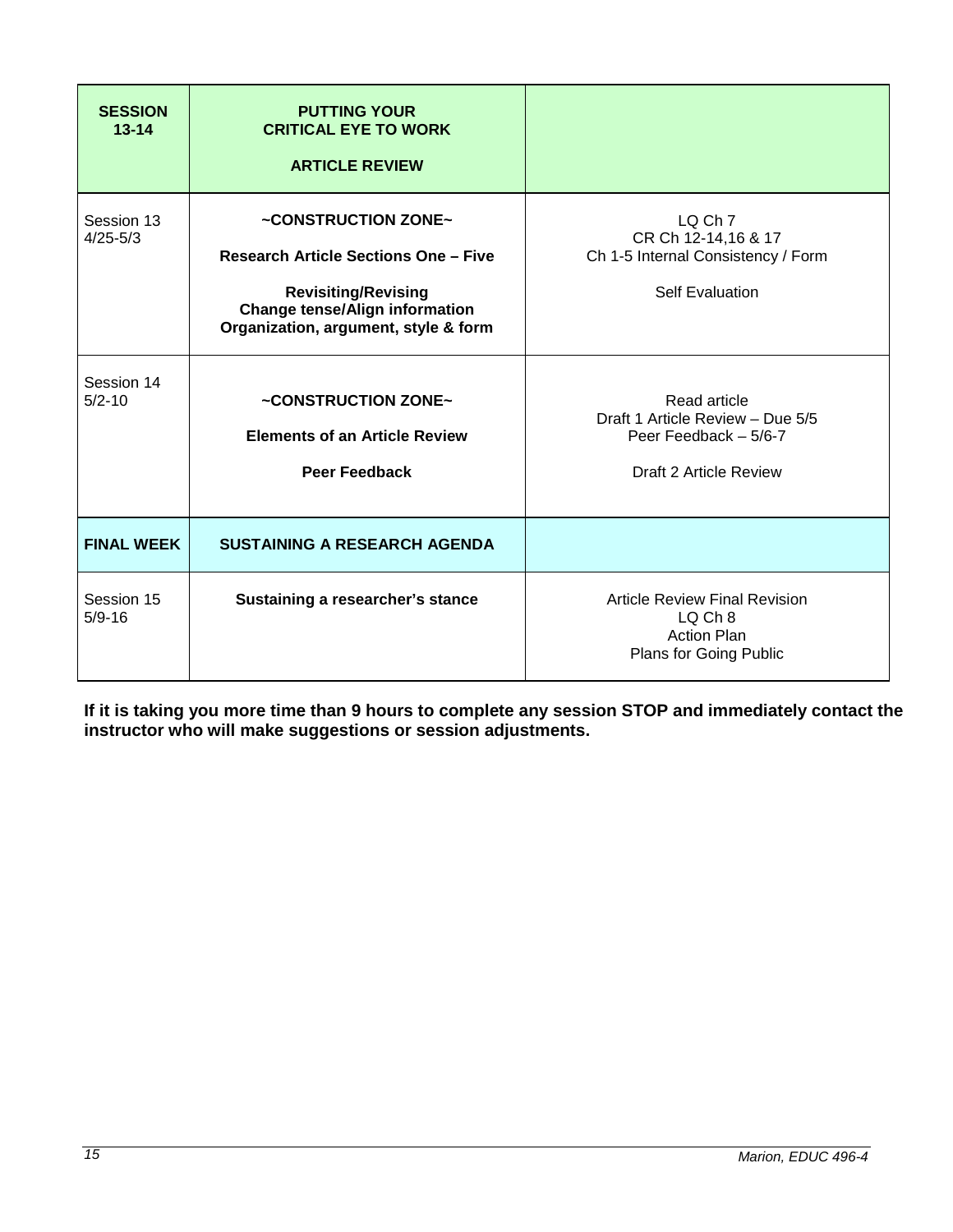| | | |
|---|---|---|
| **SESSION 13-14** | **PUTTING YOUR CRITICAL EYE TO WORK**<br><br>**ARTICLE REVIEW** | |
| Session 13<br>4/25-5/3 | **~CONSTRUCTION ZONE~**<br><br>**Research Article Sections One – Five**<br><br>**Revisiting/Revising**<br>**Change tense/Align information**<br>**Organization, argument, style & form** | LQ Ch 7<br>CR Ch 12-14,16 & 17<br>Ch 1-5 Internal Consistency / Form<br><br>Self Evaluation |
| Session 14<br>5/2-10 | **~CONSTRUCTION ZONE~**<br><br>**Elements of an Article Review**<br><br>**Peer Feedback** | Read article<br>Draft 1 Article Review – Due 5/5<br>Peer Feedback – 5/6-7<br><br>Draft 2 Article Review |
| **FINAL WEEK** | **SUSTAINING A RESEARCH AGENDA** | |
| Session 15<br>5/9-16 | **Sustaining a researcher's stance** | Article Review Final Revision<br>LQ Ch 8<br>Action Plan<br>Plans for Going Public |

**If it is taking you more time than 9 hours to complete any session STOP and immediately contact the instructor who will make suggestions or session adjustments.**